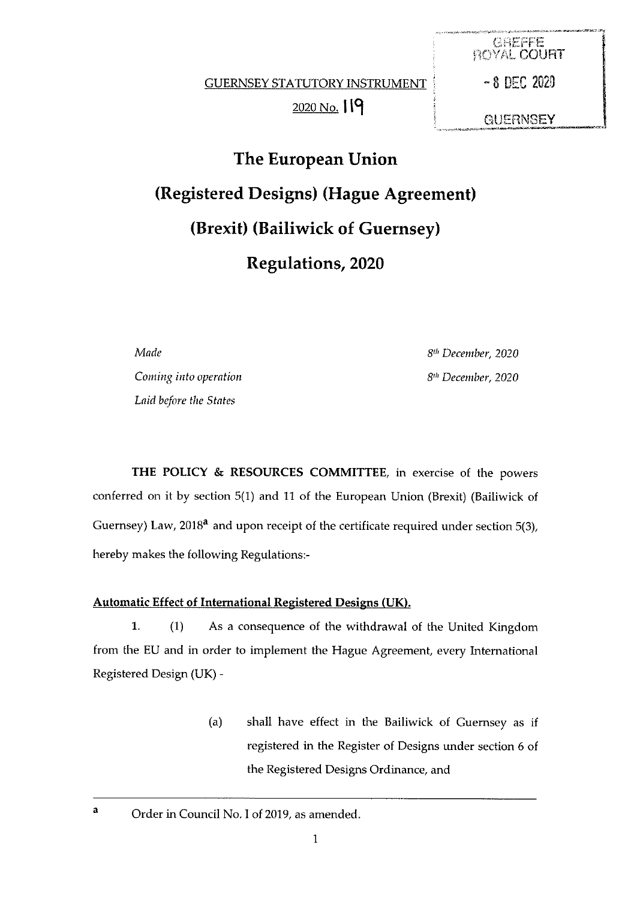GREFFE ROYAL COURT

- 8 DEC 2020

GUERNSEY

GUERNSEY STATUTORY INSTRUMENT

2020 No. 119

# The European Union (Registered Designs) (Hague Agreement) (Brexit) (Bailiwick of Guernsey) Regulations, 2020

| | |
|---|---|
| *Made* | *8th December, 2020* |
| *Coming into operation* | *8th December, 2020* |
| *Laid before the States* | |

**THE POLICY & RESOURCES COMMITTEE**, in exercise of the powers conferred on it by section 5(1) and 11 of the European Union (Brexit) (Bailiwick of Guernsey) Law, 2018[a] and upon receipt of the certificate required under section 5(3), hereby makes the following Regulations:-

**Automatic Effect of International Registered Designs (UK).**

1. (1) As a consequence of the withdrawal of the United Kingdom from the EU and in order to implement the Hague Agreement, every International Registered Design (UK) -

   (a) shall have effect in the Bailiwick of Guernsey as if registered in the Register of Designs under section 6 of the Registered Designs Ordinance, and

---

[a] Order in Council No. I of 2019, as amended.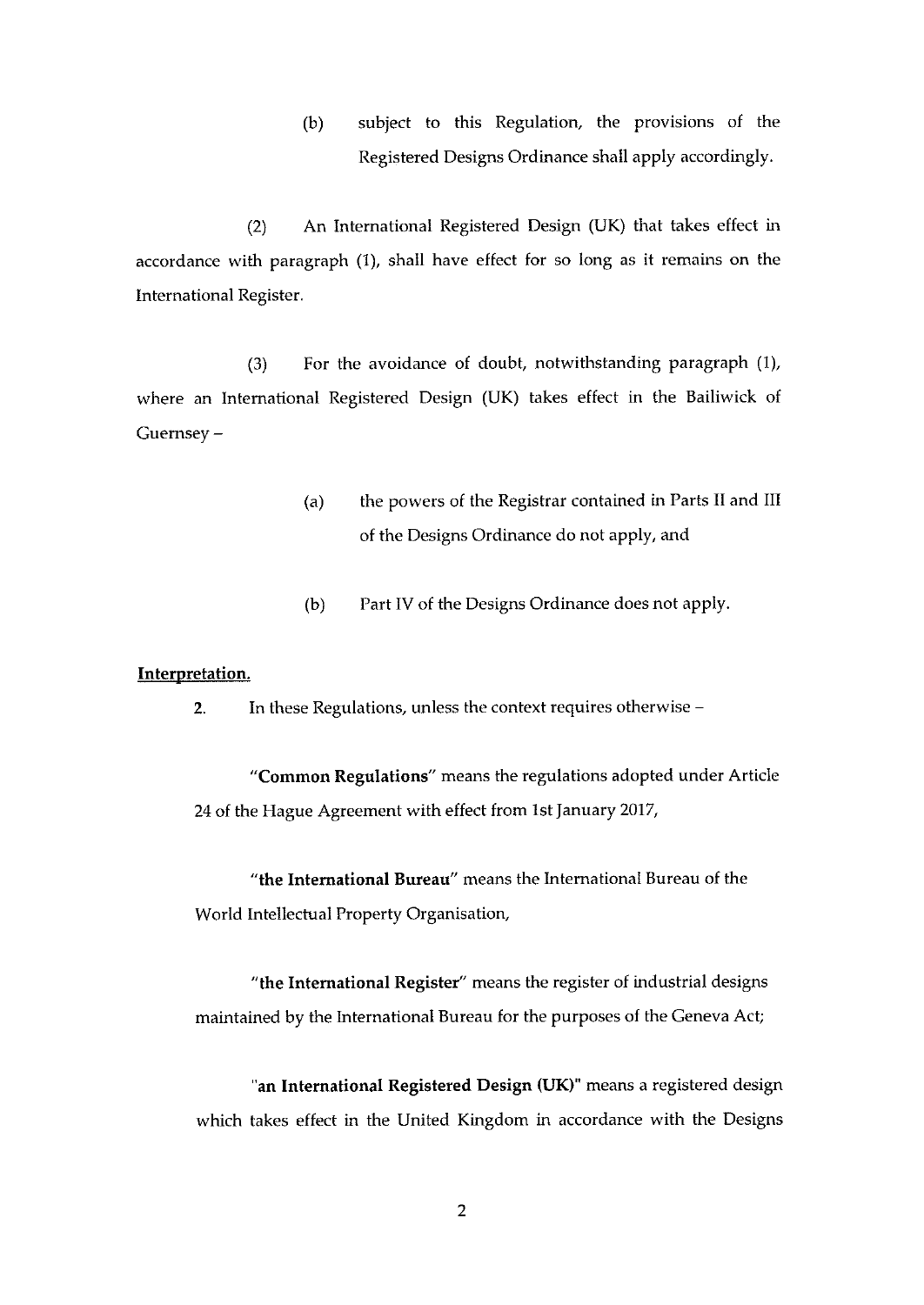(b) subject to this Regulation, the provisions of the Registered Designs Ordinance shall apply accordingly.

(2) An International Registered Design (UK) that takes effect in accordance with paragraph (1), shall have effect for so long as it remains on the International Register.

(3) For the avoidance of doubt, notwithstanding paragraph (1), where an International Registered Design (UK) takes effect in the Bailiwick of Guernsey –

(a) the powers of the Registrar contained in Parts II and III of the Designs Ordinance do not apply, and

(b) Part IV of the Designs Ordinance does not apply.

**Interpretation.**

**2.** In these Regulations, unless the context requires otherwise –

"**Common Regulations**" means the regulations adopted under Article 24 of the Hague Agreement with effect from 1st January 2017,

"**the International Bureau**" means the International Bureau of the World Intellectual Property Organisation,

"**the International Register**" means the register of industrial designs maintained by the International Bureau for the purposes of the Geneva Act;

"**an International Registered Design (UK)**" means a registered design which takes effect in the United Kingdom in accordance with the Designs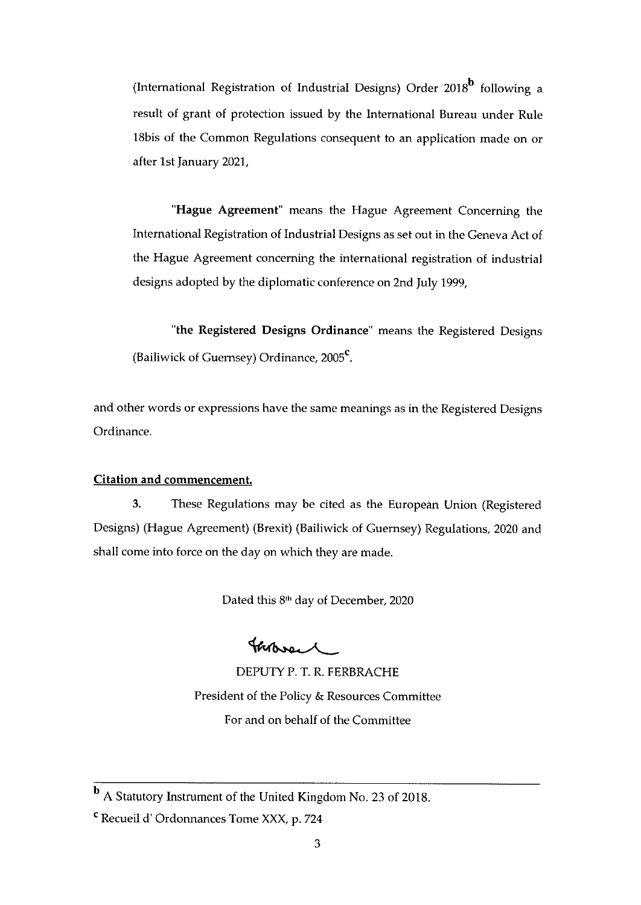(International Registration of Industrial Designs) Order 2018[b] following a result of grant of protection issued by the International Bureau under Rule 18bis of the Common Regulations consequent to an application made on or after 1st January 2021,

"**Hague Agreement**" means the Hague Agreement Concerning the International Registration of Industrial Designs as set out in the Geneva Act of the Hague Agreement concerning the international registration of industrial designs adopted by the diplomatic conference on 2nd July 1999,

"**the Registered Designs Ordinance**" means the Registered Designs (Bailiwick of Guernsey) Ordinance, 2005[c].

and other words or expressions have the same meanings as in the Registered Designs Ordinance.

**Citation and commencement.**

**3.** These Regulations may be cited as the European Union (Registered Designs) (Hague Agreement) (Brexit) (Bailiwick of Guernsey) Regulations, 2020 and shall come into force on the day on which they are made.

Dated this 8th day of December, 2020

DEPUTY P. T. R. FERBRACHE
President of the Policy & Resources Committee
For and on behalf of the Committee

---

[b] A Statutory Instrument of the United Kingdom No. 23 of 2018.

[c] Recueil d' Ordonnances Tome XXX, p. 724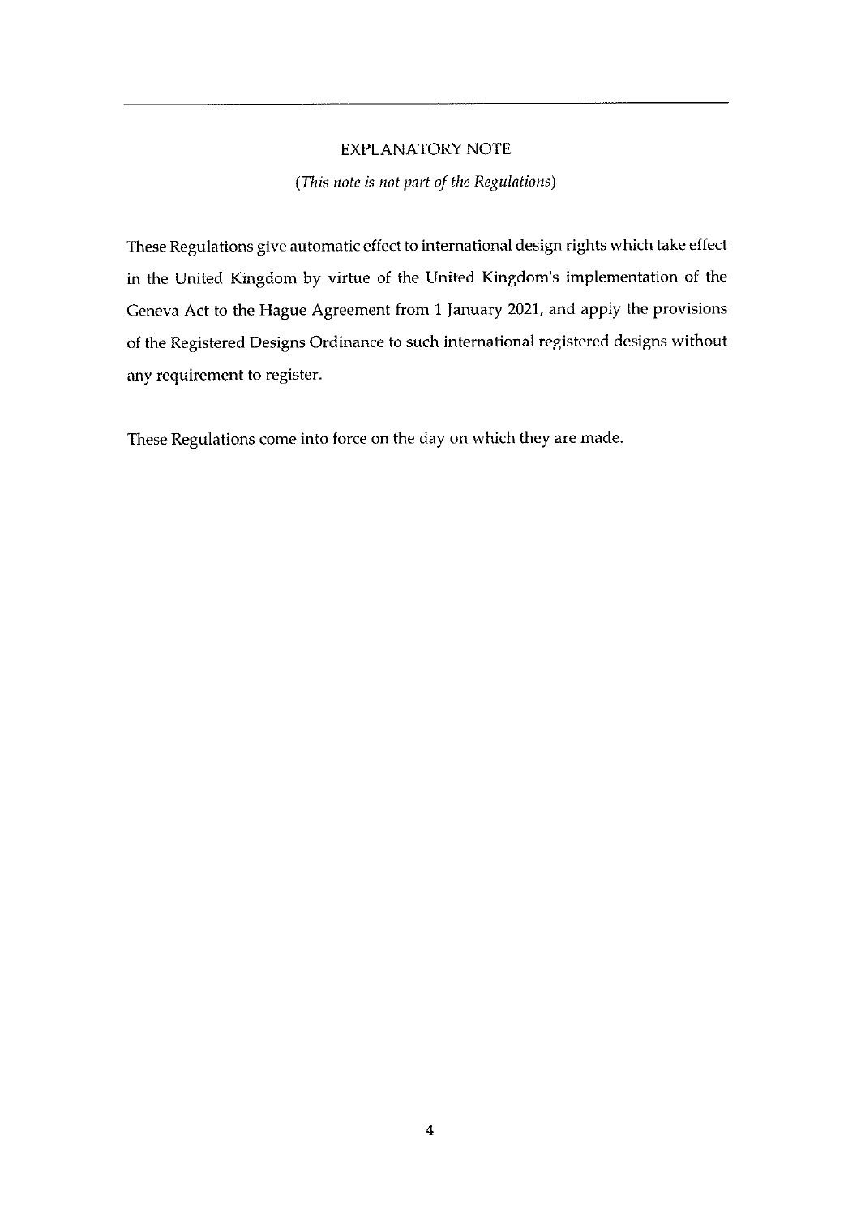## EXPLANATORY NOTE

*(This note is not part of the Regulations)*

These Regulations give automatic effect to international design rights which take effect in the United Kingdom by virtue of the United Kingdom's implementation of the Geneva Act to the Hague Agreement from 1 January 2021, and apply the provisions of the Registered Designs Ordinance to such international registered designs without any requirement to register.

These Regulations come into force on the day on which they are made.